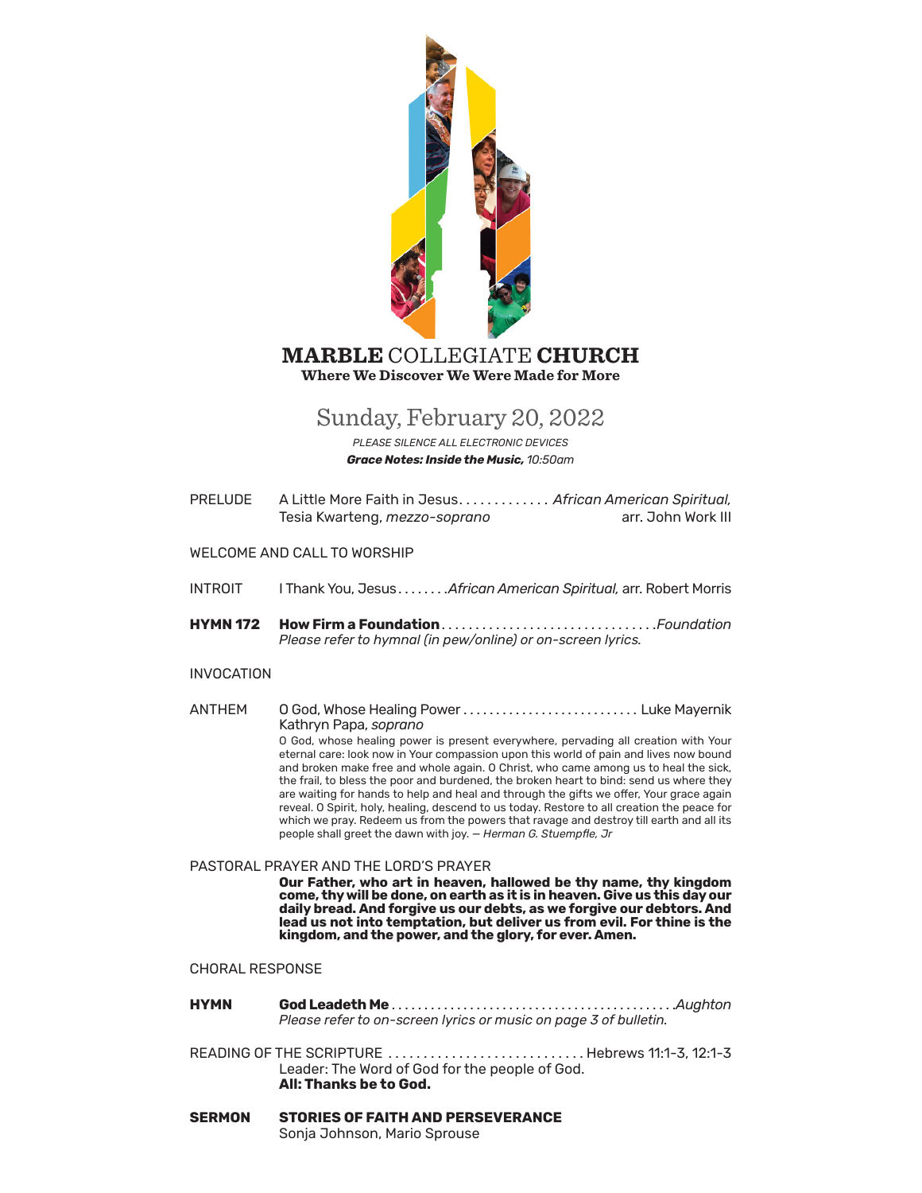# MARBLE COLLEGIATE CHURCH

**Where We Discover We Were Made for More**

## Sunday, February 20, 2022

*PLEASE SILENCE ALL ELECTRONIC DEVICES*

***Grace Notes: Inside the Music,*** *10:50am*

PRELUDE    A Little More Faith in Jesus. . . . . . . . . . . . . *African American Spiritual,* arr. John Work III
Tesia Kwarteng, *mezzo-soprano*

WELCOME AND CALL TO WORSHIP

INTROIT    I Thank You, Jesus . . . . . . . . *African American Spiritual,* arr. Robert Morris

**HYMN 172    How Firm a Foundation** . . . . . . . . . . . . . . . . . . . . . . . . . . . . . . . *Foundation*
*Please refer to hymnal (in pew/online) or on-screen lyrics.*

INVOCATION

ANTHEM    O God, Whose Healing Power . . . . . . . . . . . . . . . . . . . . . . . . . . . Luke Mayernik
Kathryn Papa, *soprano*

O God, whose healing power is present everywhere, pervading all creation with Your eternal care: look now in Your compassion upon this world of pain and lives now bound and broken make free and whole again. O Christ, who came among us to heal the sick, the frail, to bless the poor and burdened, the broken heart to bind: send us where they are waiting for hands to help and heal and through the gifts we offer, Your grace again reveal. O Spirit, holy, healing, descend to us today. Restore to all creation the peace for which we pray. Redeem us from the powers that ravage and destroy till earth and all its people shall greet the dawn with joy. — *Herman G. Stuempfle, Jr*

PASTORAL PRAYER AND THE LORD'S PRAYER

**Our Father, who art in heaven, hallowed be thy name, thy kingdom come, thy will be done, on earth as it is in heaven. Give us this day our daily bread. And forgive us our debts, as we forgive our debtors. And lead us not into temptation, but deliver us from evil. For thine is the kingdom, and the power, and the glory, for ever. Amen.**

CHORAL RESPONSE

**HYMN    God Leadeth Me** . . . . . . . . . . . . . . . . . . . . . . . . . . . . . . . . . . . . . . . . . *Aughton*
*Please refer to on-screen lyrics or music on page 3 of bulletin.*

READING OF THE SCRIPTURE . . . . . . . . . . . . . . . . . . . . . . . . . . . . Hebrews 11:1-3, 12:1-3
Leader: The Word of God for the people of God.
**All: Thanks be to God.**

**SERMON    STORIES OF FAITH AND PERSEVERANCE**
Sonja Johnson, Mario Sprouse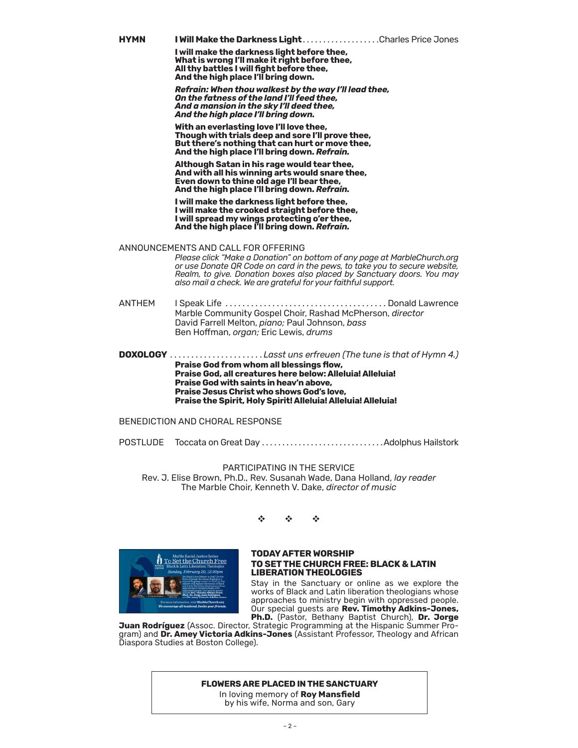**HYMN** **I Will Make the Darkness Light** . . . . . . . . . . . . . . . . . . . Charles Price Jones

**I will make the darkness light before thee,**
**What is wrong I'll make it right before thee,**
**All thy battles I will fight before thee,**
**And the high place I'll bring down.**

***Refrain: When thou walkest by the way I'll lead thee,***
***On the fatness of the land I'll feed thee,***
***And a mansion in the sky I'll deed thee,***
***And the high place I'll bring down.***

**With an everlasting love I'll love thee,**
**Though with trials deep and sore I'll prove thee,**
**But there's nothing that can hurt or move thee,**
**And the high place I'll bring down.** ***Refrain.***

**Although Satan in his rage would tear thee,**
**And with all his winning arts would snare thee,**
**Even down to thine old age I'll bear thee,**
**And the high place I'll bring down.** ***Refrain.***

**I will make the darkness light before thee,**
**I will make the crooked straight before thee,**
**I will spread my wings protecting o'er thee,**
**And the high place I'll bring down.** ***Refrain.***

ANNOUNCEMENTS AND CALL FOR OFFERING

*Please click "Make a Donation" on bottom of any page at MarbleChurch.org or use Donate QR Code on card in the pews, to take you to secure website, Realm, to give. Donation boxes also placed by Sanctuary doors. You may also mail a check. We are grateful for your faithful support.*

ANTHEM I Speak Life . . . . . . . . . . . . . . . . . . . . . . . . . . . . . . . . . . . . . . Donald Lawrence
Marble Community Gospel Choir, Rashad McPherson, *director*
David Farrell Melton, *piano;* Paul Johnson, *bass*
Ben Hoffman, *organ;* Eric Lewis, *drums*

**DOXOLOGY** . . . . . . . . . . . . . . . . . . . . . . *Lasst uns erfreuen (The tune is that of Hymn 4.)*

**Praise God from whom all blessings flow,**
**Praise God, all creatures here below: Alleluia! Alleluia!**
**Praise God with saints in heav'n above,**
**Praise Jesus Christ who shows God's love,**
**Praise the Spirit, Holy Spirit! Alleluia! Alleluia! Alleluia!**

BENEDICTION AND CHORAL RESPONSE

POSTLUDE Toccata on Great Day . . . . . . . . . . . . . . . . . . . . . . . . . . . . . Adolphus Hailstork

PARTICIPATING IN THE SERVICE

Rev. J. Elise Brown, Ph.D., Rev. Susanah Wade, Dana Holland, *lay reader*
The Marble Choir, Kenneth V. Dake, *director of music*

❖ ❖ ❖

**TODAY AFTER WORSHIP**
**TO SET THE CHURCH FREE: BLACK & LATIN LIBERATION THEOLOGIES**

Stay in the Sanctuary or online as we explore the works of Black and Latin liberation theologians whose approaches to ministry begin with oppressed people. Our special guests are **Rev. Timothy Adkins-Jones, Ph.D.** (Pastor, Bethany Baptist Church), **Dr. Jorge Juan Rodríguez** (Assoc. Director, Strategic Programming at the Hispanic Summer Program) and **Dr. Amey Victoria Adkins-Jones** (Assistant Professor, Theology and African Diaspora Studies at Boston College).

**FLOWERS ARE PLACED IN THE SANCTUARY**
In loving memory of **Roy Mansfield**
by his wife, Norma and son, Gary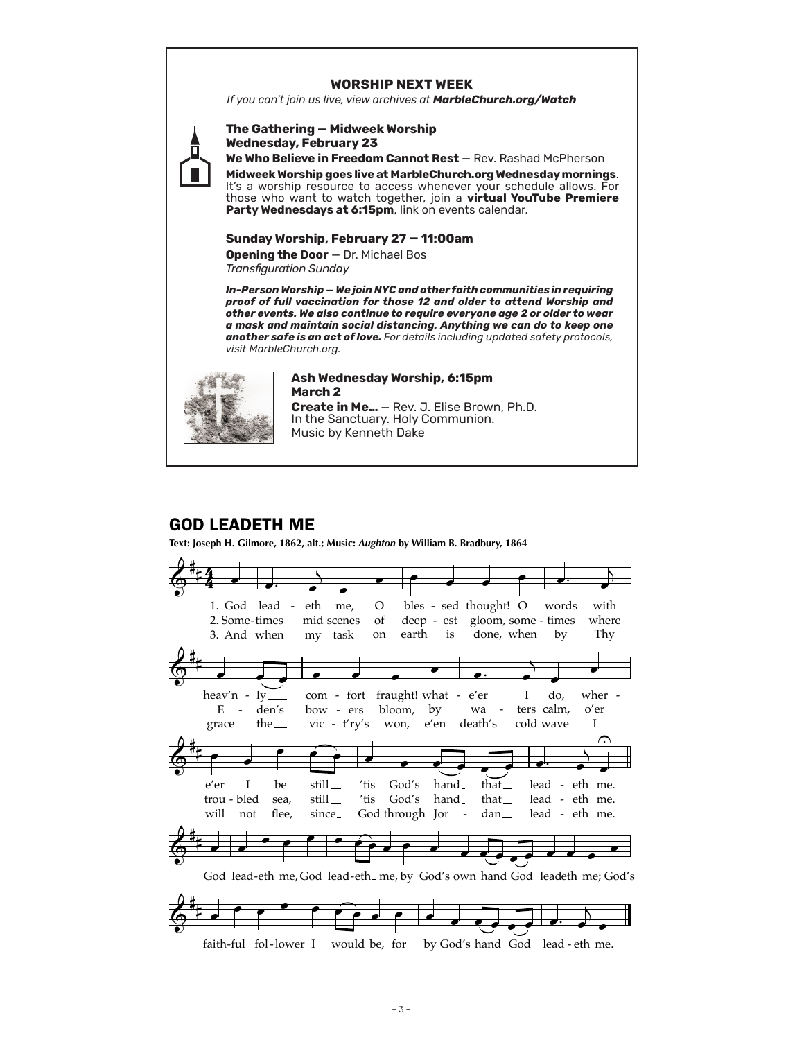**WORSHIP NEXT WEEK**

*If you can't join us live, view archives at **MarbleChurch.org/Watch***

**The Gathering — Midweek Worship**
**Wednesday, February 23**

**We Who Believe in Freedom Cannot Rest** — Rev. Rashad McPherson

**Midweek Worship goes live at MarbleChurch.org Wednesday mornings**. It's a worship resource to access whenever your schedule allows. For those who want to watch together, join a **virtual YouTube Premiere Party Wednesdays at 6:15pm**, link on events calendar.

**Sunday Worship, February 27 — 11:00am**

**Opening the Door** — Dr. Michael Bos
*Transfiguration Sunday*

***In-Person Worship** — **We join NYC and other faith communities in requiring proof of full vaccination for those 12 and older to attend Worship and other events. We also continue to require everyone age 2 or older to wear a mask and maintain social distancing. Anything we can do to keep one another safe is an act of love.** For details including updated safety protocols, visit MarbleChurch.org.*

**Ash Wednesday Worship, 6:15pm**
**March 2**

**Create in Me...** — Rev. J. Elise Brown, Ph.D.
In the Sanctuary. Holy Communion.
Music by Kenneth Dake

## GOD LEADETH ME

**Text: Joseph H. Gilmore, 1862, alt.; Music: *Aughton* by William B. Bradbury, 1864**

1. God leadeth me, O blessed thought! O words with heav'nly comfort fraught! whate'er I do, where'er I be still 'tis God's hand that leadeth me.
2. Sometimes mid scenes of deepest gloom, sometimes where Eden's bowers bloom, by waters calm, o'er troubled sea, still 'tis God's hand that leadeth me.
3. And when my task on earth is done, when by Thy grace the vict'ry's won, e'en death's cold wave I will not flee, since God through Jordan leadeth me.

God leadeth me, God leadeth me, by God's own hand God leadeth me; God's faithful follower I would be, for by God's hand God leadeth me.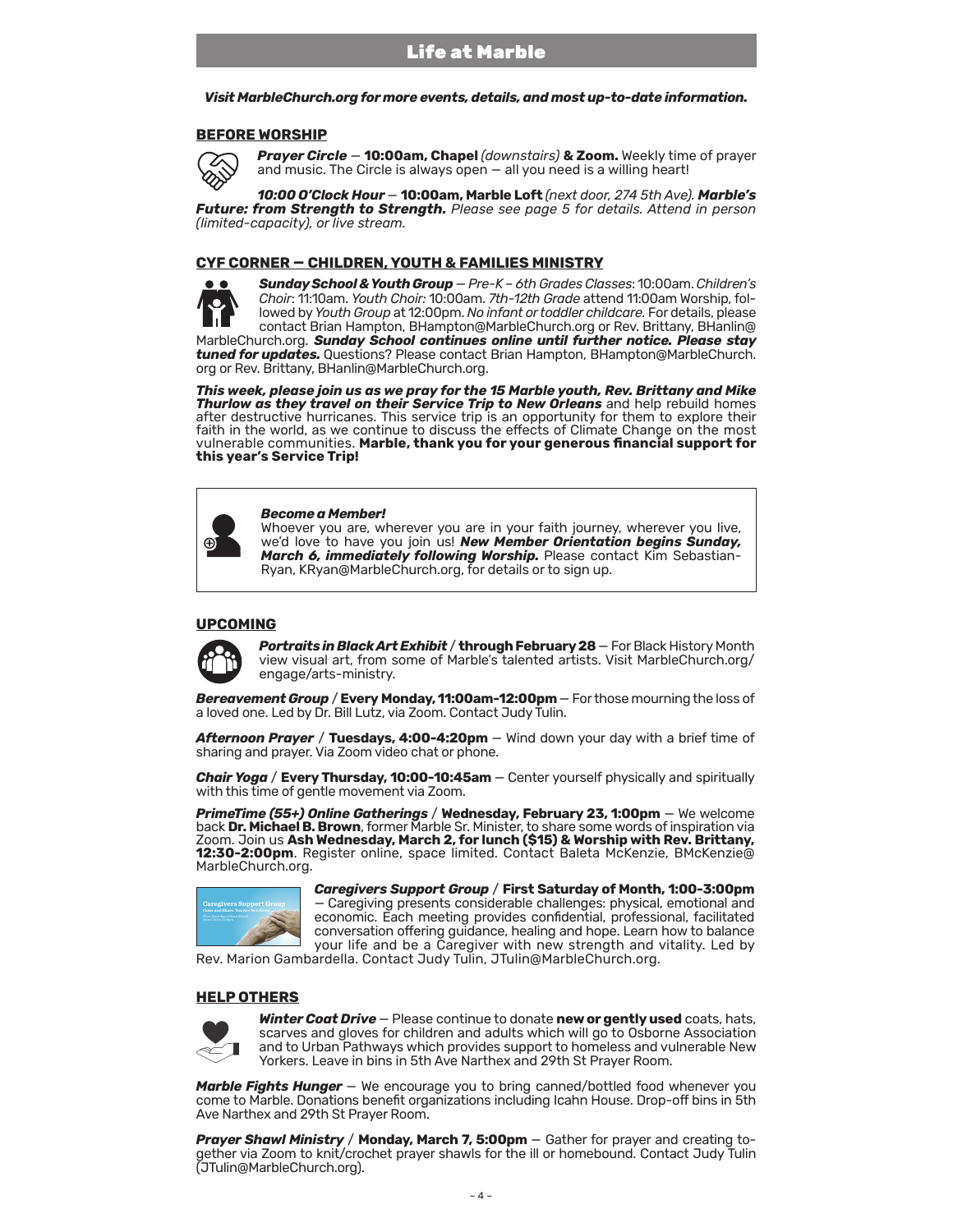# Life at Marble

***Visit MarbleChurch.org for more events, details, and most up-to-date information.***

## BEFORE WORSHIP

***Prayer Circle*** — **10:00am, Chapel** *(downstairs)* **& Zoom.** Weekly time of prayer and music. The Circle is always open — all you need is a willing heart!

***10:00 O'Clock Hour*** — **10:00am, Marble Loft** *(next door, 274 5th Ave).* ***Marble's Future: from Strength to Strength.*** *Please see page 5 for details. Attend in person (limited-capacity), or live stream.*

## CYF CORNER — CHILDREN, YOUTH & FAMILIES MINISTRY

***Sunday School & Youth Group*** — *Pre-K – 6th Grades Classes*: 10:00am. *Children's Choir*: 11:10am. *Youth Choir:* 10:00am. *7th-12th Grade* attend 11:00am Worship, followed by *Youth Group* at 12:00pm. *No infant or toddler childcare.* For details, please contact Brian Hampton, BHampton@MarbleChurch.org or Rev. Brittany, BHanlin@MarbleChurch.org. ***Sunday School continues online until further notice. Please stay tuned for updates.*** Questions? Please contact Brian Hampton, BHampton@MarbleChurch.org or Rev. Brittany, BHanlin@MarbleChurch.org.

***This week, please join us as we pray for the 15 Marble youth, Rev. Brittany and Mike Thurlow as they travel on their Service Trip to New Orleans*** and help rebuild homes after destructive hurricanes. This service trip is an opportunity for them to explore their faith in the world, as we continue to discuss the effects of Climate Change on the most vulnerable communities. **Marble, thank you for your generous financial support for this year's Service Trip!**

***Become a Member!***
Whoever you are, wherever you are in your faith journey, wherever you live, we'd love to have you join us! ***New Member Orientation begins Sunday, March 6, immediately following Worship.*** Please contact Kim Sebastian-Ryan, KRyan@MarbleChurch.org, for details or to sign up.

## UPCOMING

***Portraits in Black Art Exhibit*** / **through February 28** — For Black History Month view visual art, from some of Marble's talented artists. Visit MarbleChurch.org/engage/arts-ministry.

***Bereavement Group*** / **Every Monday, 11:00am-12:00pm** — For those mourning the loss of a loved one. Led by Dr. Bill Lutz, via Zoom. Contact Judy Tulin.

***Afternoon Prayer*** / **Tuesdays, 4:00-4:20pm** — Wind down your day with a brief time of sharing and prayer. Via Zoom video chat or phone.

***Chair Yoga*** / **Every Thursday, 10:00-10:45am** — Center yourself physically and spiritually with this time of gentle movement via Zoom.

***PrimeTime (55+) Online Gatherings*** / **Wednesday, February 23, 1:00pm** — We welcome back **Dr. Michael B. Brown**, former Marble Sr. Minister, to share some words of inspiration via Zoom. Join us **Ash Wednesday, March 2, for lunch ($15) & Worship with Rev. Brittany, 12:30-2:00pm**. Register online, space limited. Contact Baleta McKenzie, BMcKenzie@MarbleChurch.org.

***Caregivers Support Group*** / **First Saturday of Month, 1:00-3:00pm** — Caregiving presents considerable challenges: physical, emotional and economic. Each meeting provides confidential, professional, facilitated conversation offering guidance, healing and hope. Learn how to balance your life and be a Caregiver with new strength and vitality. Led by Rev. Marion Gambardella. Contact Judy Tulin, JTulin@MarbleChurch.org.

## HELP OTHERS

***Winter Coat Drive*** — Please continue to donate **new or gently used** coats, hats, scarves and gloves for children and adults which will go to Osborne Association and to Urban Pathways which provides support to homeless and vulnerable New Yorkers. Leave in bins in 5th Ave Narthex and 29th St Prayer Room.

***Marble Fights Hunger*** — We encourage you to bring canned/bottled food whenever you come to Marble. Donations benefit organizations including Icahn House. Drop-off bins in 5th Ave Narthex and 29th St Prayer Room.

***Prayer Shawl Ministry*** / **Monday, March 7, 5:00pm** — Gather for prayer and creating together via Zoom to knit/crochet prayer shawls for the ill or homebound. Contact Judy Tulin (JTulin@MarbleChurch.org).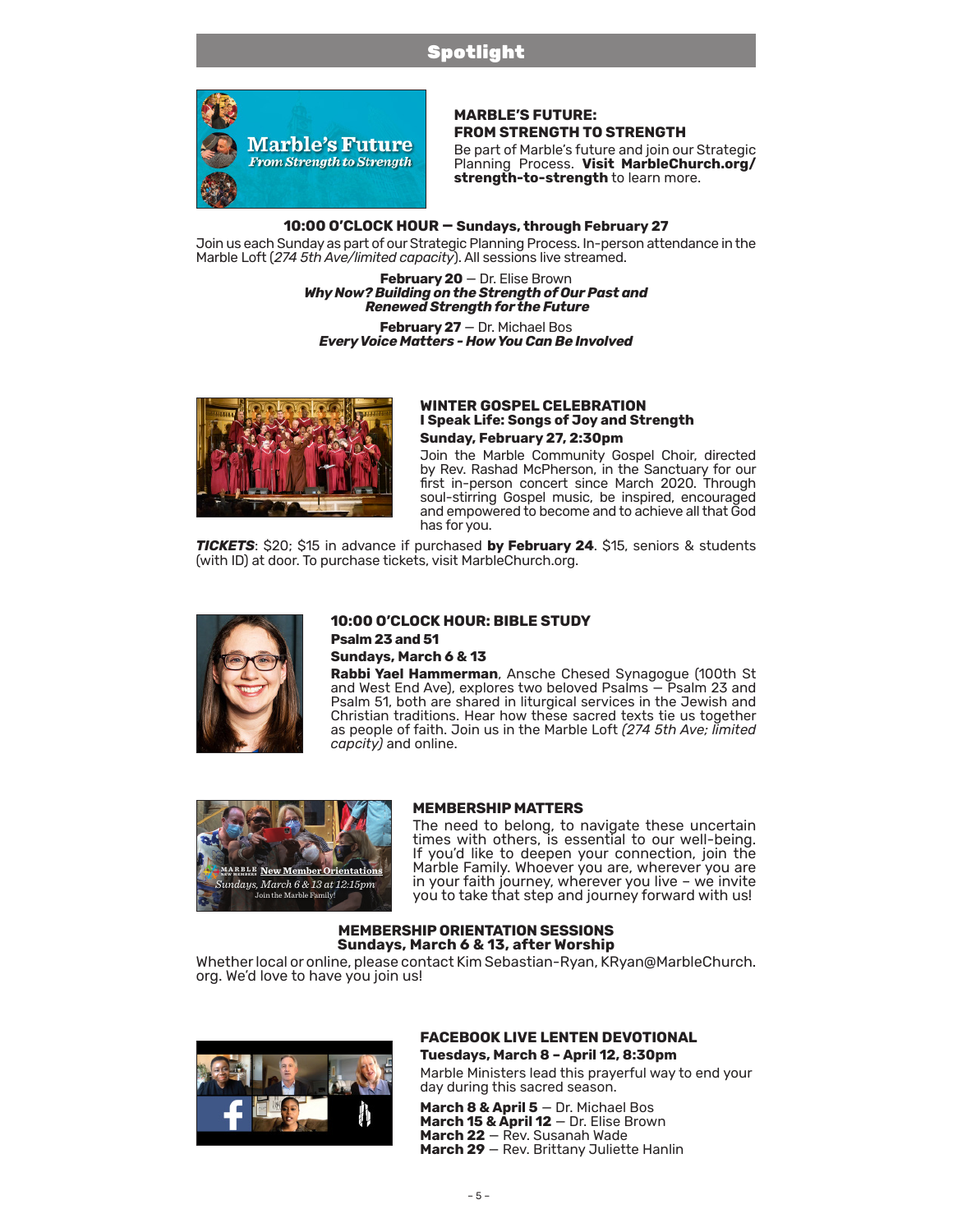## Spotlight

### MARBLE'S FUTURE: FROM STRENGTH TO STRENGTH

Be part of Marble's future and join our Strategic Planning Process. **Visit MarbleChurch.org/strength-to-strength** to learn more.

**10:00 O'CLOCK HOUR — Sundays, through February 27**

Join us each Sunday as part of our Strategic Planning Process. In-person attendance in the Marble Loft (*274 5th Ave/limited capacity*). All sessions live streamed.

**February 20** — Dr. Elise Brown
***Why Now? Building on the Strength of Our Past and Renewed Strength for the Future***

**February 27** — Dr. Michael Bos
***Every Voice Matters - How You Can Be Involved***

### WINTER GOSPEL CELEBRATION
**I Speak Life: Songs of Joy and Strength**

**Sunday, February 27, 2:30pm**

Join the Marble Community Gospel Choir, directed by Rev. Rashad McPherson, in the Sanctuary for our first in-person concert since March 2020. Through soul-stirring Gospel music, be inspired, encouraged and empowered to become and to achieve all that God has for you.

***TICKETS***: $20; $15 in advance if purchased **by February 24**. $15, seniors & students (with ID) at door. To purchase tickets, visit MarbleChurch.org.

### 10:00 O'CLOCK HOUR: BIBLE STUDY
**Psalm 23 and 51**

**Sundays, March 6 & 13**

**Rabbi Yael Hammerman**, Ansche Chesed Synagogue (100th St and West End Ave), explores two beloved Psalms — Psalm 23 and Psalm 51, both are shared in liturgical services in the Jewish and Christian traditions. Hear how these sacred texts tie us together as people of faith. Join us in the Marble Loft *(274 5th Ave; limited capcity)* and online.

### MEMBERSHIP MATTERS

The need to belong, to navigate these uncertain times with others, is essential to our well-being. If you'd like to deepen your connection, join the Marble Family. Whoever you are, wherever you are in your faith journey, wherever you live – we invite you to take that step and journey forward with us!

**MEMBERSHIP ORIENTATION SESSIONS**
**Sundays, March 6 & 13, after Worship**

Whether local or online, please contact Kim Sebastian-Ryan, KRyan@MarbleChurch.org. We'd love to have you join us!

### FACEBOOK LIVE LENTEN DEVOTIONAL

**Tuesdays, March 8 – April 12, 8:30pm**

Marble Ministers lead this prayerful way to end your day during this sacred season.

**March 8 & April 5** — Dr. Michael Bos
**March 15 & April 12** — Dr. Elise Brown
**March 22** — Rev. Susanah Wade
**March 29** — Rev. Brittany Juliette Hanlin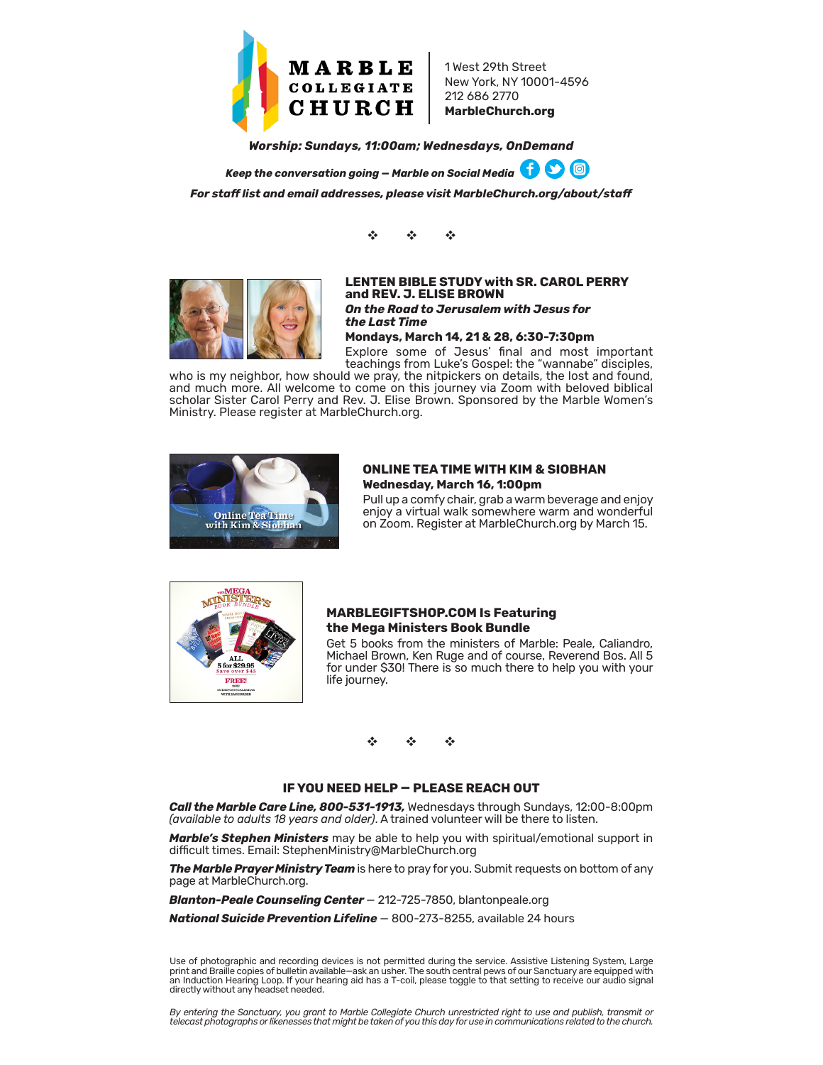# MARBLE COLLEGIATE CHURCH

1 West 29th Street
New York, NY 10001-4596
212 686 2770
**MarbleChurch.org**

***Worship: Sundays, 11:00am; Wednesdays, OnDemand***

***Keep the conversation going – Marble on Social Media***

***For staff list and email addresses, please visit MarbleChurch.org/about/staff***

❖ ❖ ❖

## LENTEN BIBLE STUDY with SR. CAROL PERRY and REV. J. ELISE BROWN

***On the Road to Jerusalem with Jesus for the Last Time***

**Mondays, March 14, 21 & 28, 6:30-7:30pm**

Explore some of Jesus' final and most important teachings from Luke's Gospel: the "wannabe" disciples, who is my neighbor, how should we pray, the nitpickers on details, the lost and found, and much more. All welcome to come on this journey via Zoom with beloved biblical scholar Sister Carol Perry and Rev. J. Elise Brown. Sponsored by the Marble Women's Ministry. Please register at MarbleChurch.org.

## ONLINE TEA TIME WITH KIM & SIOBHAN

**Wednesday, March 16, 1:00pm**

Pull up a comfy chair, grab a warm beverage and enjoy enjoy a virtual walk somewhere warm and wonderful on Zoom. Register at MarbleChurch.org by March 15.

## MARBLEGIFTSHOP.COM Is Featuring the Mega Ministers Book Bundle

Get 5 books from the ministers of Marble: Peale, Caliandro, Michael Brown, Ken Ruge and of course, Reverend Bos. All 5 for under $30! There is so much there to help you with your life journey.

❖ ❖ ❖

## IF YOU NEED HELP – PLEASE REACH OUT

***Call the Marble Care Line, 800-531-1913,*** Wednesdays through Sundays, 12:00-8:00pm *(available to adults 18 years and older)*. A trained volunteer will be there to listen.

***Marble's Stephen Ministers*** may be able to help you with spiritual/emotional support in difficult times. Email: StephenMinistry@MarbleChurch.org

***The Marble Prayer Ministry Team*** is here to pray for you. Submit requests on bottom of any page at MarbleChurch.org.

***Blanton-Peale Counseling Center*** – 212-725-7850, blantonpeale.org

***National Suicide Prevention Lifeline*** – 800-273-8255, available 24 hours

Use of photographic and recording devices is not permitted during the service. Assistive Listening System, Large print and Braille copies of bulletin available—ask an usher. The south central pews of our Sanctuary are equipped with an Induction Hearing Loop. If your hearing aid has a T-coil, please toggle to that setting to receive our audio signal directly without any headset needed.

*By entering the Sanctuary, you grant to Marble Collegiate Church unrestricted right to use and publish, transmit or telecast photographs or likenesses that might be taken of you this day for use in communications related to the church.*